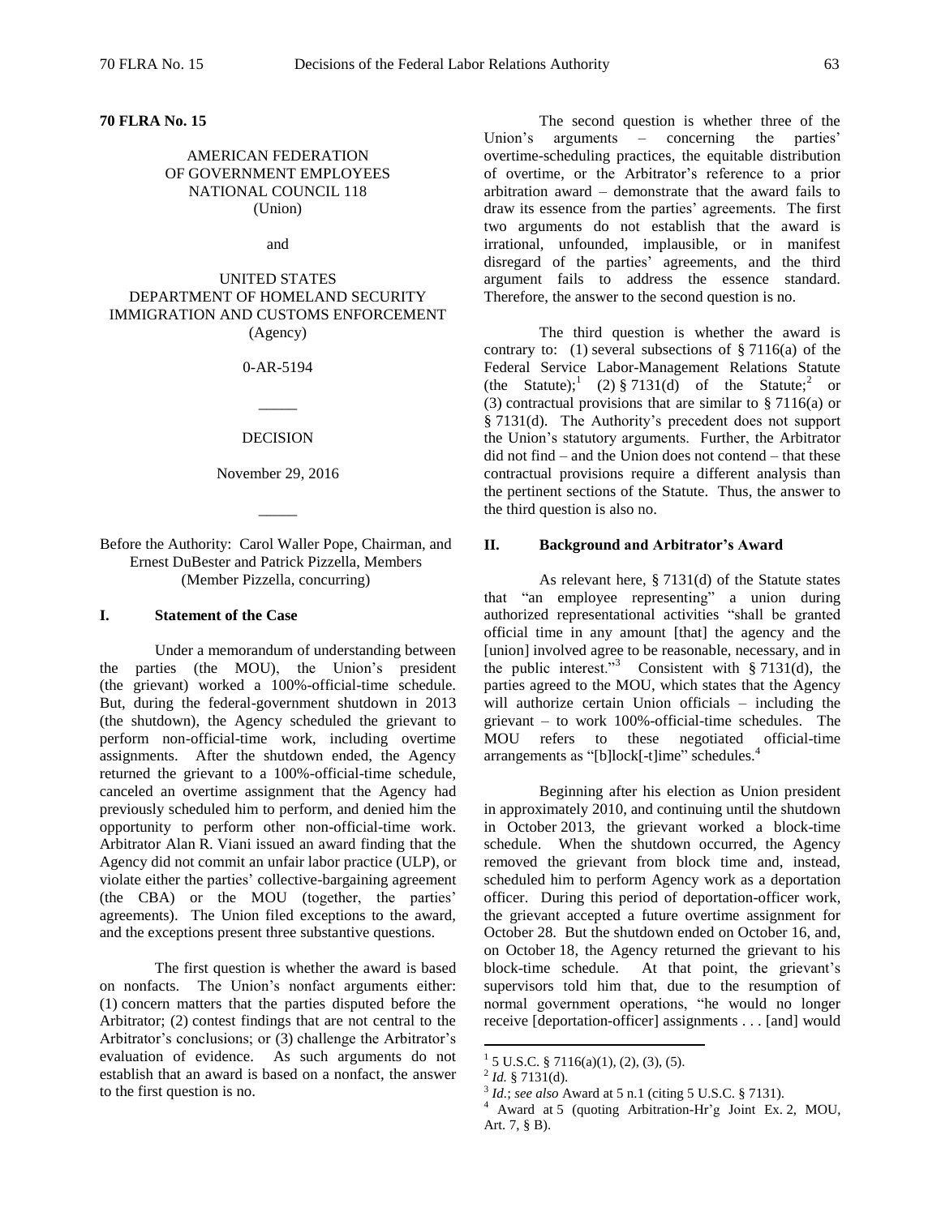**70 FLRA No. 15**

AMERICAN FEDERATION
OF GOVERNMENT EMPLOYEES
NATIONAL COUNCIL 118
(Union)

and

UNITED STATES
DEPARTMENT OF HOMELAND SECURITY
IMMIGRATION AND CUSTOMS ENFORCEMENT
(Agency)

0-AR-5194

_____

DECISION

November 29, 2016

_____

Before the Authority: Carol Waller Pope, Chairman, and Ernest DuBester and Patrick Pizzella, Members (Member Pizzella, concurring)

## I. Statement of the Case

Under a memorandum of understanding between the parties (the MOU), the Union's president (the grievant) worked a 100%-official-time schedule. But, during the federal-government shutdown in 2013 (the shutdown), the Agency scheduled the grievant to perform non-official-time work, including overtime assignments. After the shutdown ended, the Agency returned the grievant to a 100%-official-time schedule, canceled an overtime assignment that the Agency had previously scheduled him to perform, and denied him the opportunity to perform other non-official-time work. Arbitrator Alan R. Viani issued an award finding that the Agency did not commit an unfair labor practice (ULP), or violate either the parties' collective-bargaining agreement (the CBA) or the MOU (together, the parties' agreements). The Union filed exceptions to the award, and the exceptions present three substantive questions.

The first question is whether the award is based on nonfacts. The Union's nonfact arguments either: (1) concern matters that the parties disputed before the Arbitrator; (2) contest findings that are not central to the Arbitrator's conclusions; or (3) challenge the Arbitrator's evaluation of evidence. As such arguments do not establish that an award is based on a nonfact, the answer to the first question is no.

The second question is whether three of the Union's arguments – concerning the parties' overtime-scheduling practices, the equitable distribution of overtime, or the Arbitrator's reference to a prior arbitration award – demonstrate that the award fails to draw its essence from the parties' agreements. The first two arguments do not establish that the award is irrational, unfounded, implausible, or in manifest disregard of the parties' agreements, and the third argument fails to address the essence standard. Therefore, the answer to the second question is no.

The third question is whether the award is contrary to: (1) several subsections of § 7116(a) of the Federal Service Labor-Management Relations Statute (the Statute);[1] (2) § 7131(d) of the Statute;[2] or (3) contractual provisions that are similar to § 7116(a) or § 7131(d). The Authority's precedent does not support the Union's statutory arguments. Further, the Arbitrator did not find – and the Union does not contend – that these contractual provisions require a different analysis than the pertinent sections of the Statute. Thus, the answer to the third question is also no.

## II. Background and Arbitrator's Award

As relevant here, § 7131(d) of the Statute states that "an employee representing" a union during authorized representational activities "shall be granted official time in any amount [that] the agency and the [union] involved agree to be reasonable, necessary, and in the public interest."[3] Consistent with § 7131(d), the parties agreed to the MOU, which states that the Agency will authorize certain Union officials – including the grievant – to work 100%-official-time schedules. The MOU refers to these negotiated official-time arrangements as "[b]lock[-t]ime" schedules.[4]

Beginning after his election as Union president in approximately 2010, and continuing until the shutdown in October 2013, the grievant worked a block-time schedule. When the shutdown occurred, the Agency removed the grievant from block time and, instead, scheduled him to perform Agency work as a deportation officer. During this period of deportation-officer work, the grievant accepted a future overtime assignment for October 28. But the shutdown ended on October 16, and, on October 18, the Agency returned the grievant to his block-time schedule. At that point, the grievant's supervisors told him that, due to the resumption of normal government operations, "he would no longer receive [deportation-officer] assignments . . . [and] would

---

[1] 5 U.S.C. § 7116(a)(1), (2), (3), (5).

[2] *Id.* § 7131(d).

[3] *Id.*; *see also* Award at 5 n.1 (citing 5 U.S.C. § 7131).

[4] Award at 5 (quoting Arbitration-Hr'g Joint Ex. 2, MOU, Art. 7, § B).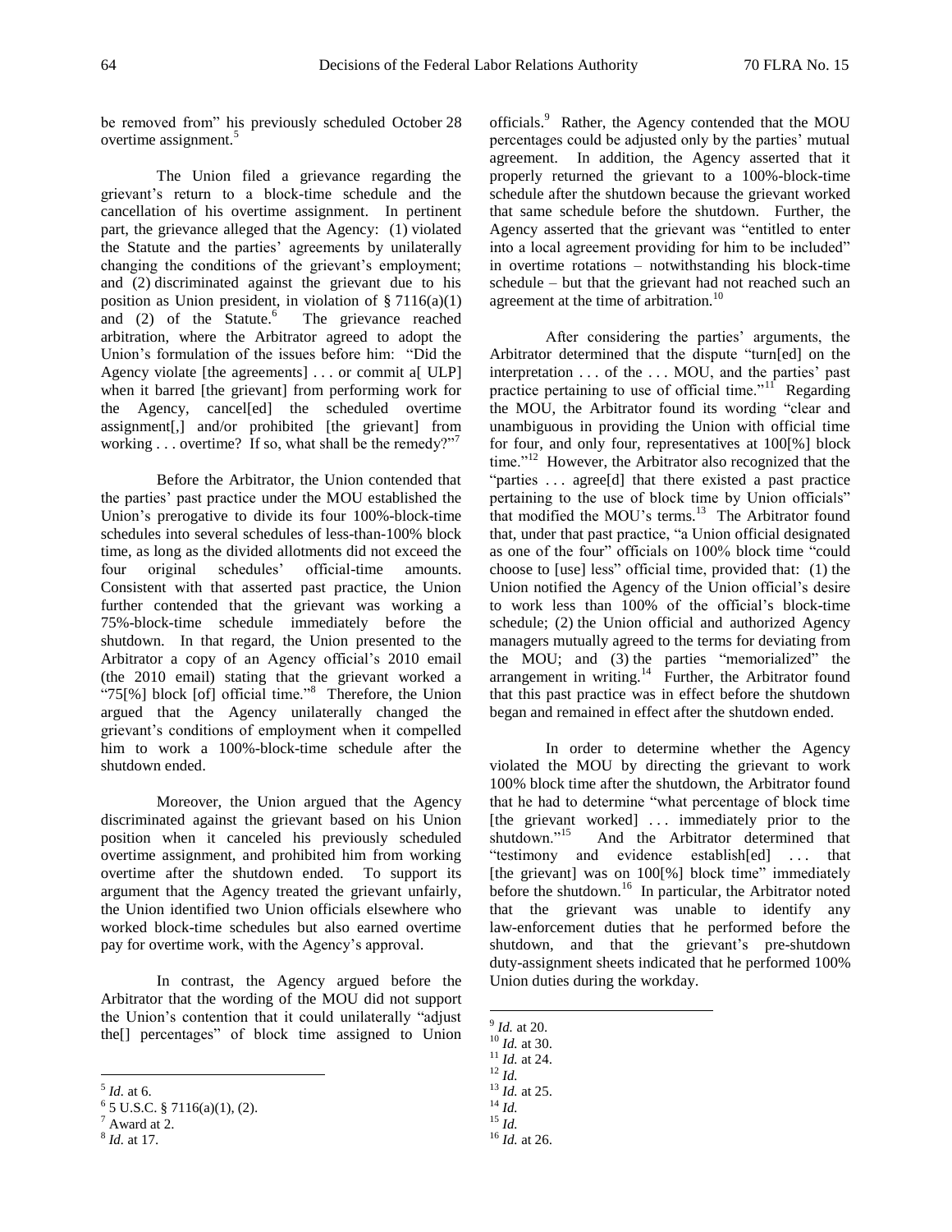be removed from" his previously scheduled October 28 overtime assignment.[5]

The Union filed a grievance regarding the grievant's return to a block-time schedule and the cancellation of his overtime assignment. In pertinent part, the grievance alleged that the Agency: (1) violated the Statute and the parties' agreements by unilaterally changing the conditions of the grievant's employment; and (2) discriminated against the grievant due to his position as Union president, in violation of § 7116(a)(1) and (2) of the Statute.[6] The grievance reached arbitration, where the Arbitrator agreed to adopt the Union's formulation of the issues before him: "Did the Agency violate [the agreements] . . . or commit a[ ULP] when it barred [the grievant] from performing work for the Agency, cancel[ed] the scheduled overtime assignment[,] and/or prohibited [the grievant] from working . . . overtime? If so, what shall be the remedy?"[7]

Before the Arbitrator, the Union contended that the parties' past practice under the MOU established the Union's prerogative to divide its four 100%-block-time schedules into several schedules of less-than-100% block time, as long as the divided allotments did not exceed the four original schedules' official-time amounts. Consistent with that asserted past practice, the Union further contended that the grievant was working a 75%-block-time schedule immediately before the shutdown. In that regard, the Union presented to the Arbitrator a copy of an Agency official's 2010 email (the 2010 email) stating that the grievant worked a "75[%] block [of] official time."[8] Therefore, the Union argued that the Agency unilaterally changed the grievant's conditions of employment when it compelled him to work a 100%-block-time schedule after the shutdown ended.

Moreover, the Union argued that the Agency discriminated against the grievant based on his Union position when it canceled his previously scheduled overtime assignment, and prohibited him from working overtime after the shutdown ended. To support its argument that the Agency treated the grievant unfairly, the Union identified two Union officials elsewhere who worked block-time schedules but also earned overtime pay for overtime work, with the Agency's approval.

In contrast, the Agency argued before the Arbitrator that the wording of the MOU did not support the Union's contention that it could unilaterally "adjust the[] percentages" of block time assigned to Union officials.[9] Rather, the Agency contended that the MOU percentages could be adjusted only by the parties' mutual agreement. In addition, the Agency asserted that it properly returned the grievant to a 100%-block-time schedule after the shutdown because the grievant worked that same schedule before the shutdown. Further, the Agency asserted that the grievant was "entitled to enter into a local agreement providing for him to be included" in overtime rotations – notwithstanding his block-time schedule – but that the grievant had not reached such an agreement at the time of arbitration.[10]

After considering the parties' arguments, the Arbitrator determined that the dispute "turn[ed] on the interpretation . . . of the . . . MOU, and the parties' past practice pertaining to use of official time."[11] Regarding the MOU, the Arbitrator found its wording "clear and unambiguous in providing the Union with official time for four, and only four, representatives at 100[%] block time."[12] However, the Arbitrator also recognized that the "parties . . . agree[d] that there existed a past practice pertaining to the use of block time by Union officials" that modified the MOU's terms.[13] The Arbitrator found that, under that past practice, "a Union official designated as one of the four" officials on 100% block time "could choose to [use] less" official time, provided that: (1) the Union notified the Agency of the Union official's desire to work less than 100% of the official's block-time schedule; (2) the Union official and authorized Agency managers mutually agreed to the terms for deviating from the MOU; and (3) the parties "memorialized" the arrangement in writing.[14] Further, the Arbitrator found that this past practice was in effect before the shutdown began and remained in effect after the shutdown ended.

In order to determine whether the Agency violated the MOU by directing the grievant to work 100% block time after the shutdown, the Arbitrator found that he had to determine "what percentage of block time [the grievant worked] . . . immediately prior to the shutdown."[15] And the Arbitrator determined that "testimony and evidence establish[ed] . . . that [the grievant] was on 100[%] block time" immediately before the shutdown.[16] In particular, the Arbitrator noted that the grievant was unable to identify any law-enforcement duties that he performed before the shutdown, and that the grievant's pre-shutdown duty-assignment sheets indicated that he performed 100% Union duties during the workday.

---

[5] *Id.* at 6.
[6] 5 U.S.C. § 7116(a)(1), (2).
[7] Award at 2.
[8] *Id.* at 17.
[9] *Id.* at 20.
[10] *Id.* at 30.
[11] *Id.* at 24.
[12] *Id.*
[13] *Id.* at 25.
[14] *Id.*
[15] *Id.*
[16] *Id.* at 26.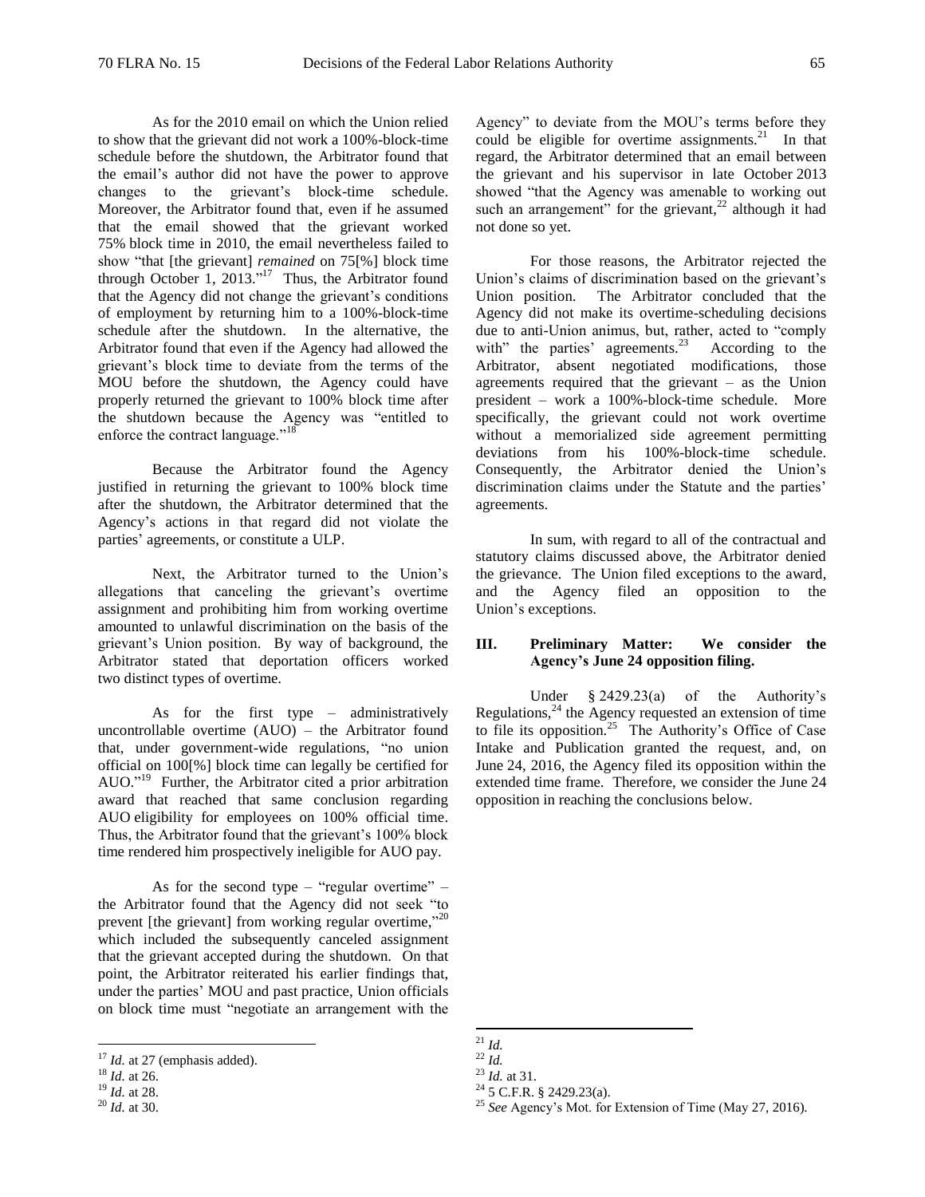As for the 2010 email on which the Union relied to show that the grievant did not work a 100%-block-time schedule before the shutdown, the Arbitrator found that the email's author did not have the power to approve changes to the grievant's block-time schedule. Moreover, the Arbitrator found that, even if he assumed that the email showed that the grievant worked 75% block time in 2010, the email nevertheless failed to show "that [the grievant] *remained* on 75[%] block time through October 1, 2013."[17] Thus, the Arbitrator found that the Agency did not change the grievant's conditions of employment by returning him to a 100%-block-time schedule after the shutdown. In the alternative, the Arbitrator found that even if the Agency had allowed the grievant's block time to deviate from the terms of the MOU before the shutdown, the Agency could have properly returned the grievant to 100% block time after the shutdown because the Agency was "entitled to enforce the contract language."[18]

Because the Arbitrator found the Agency justified in returning the grievant to 100% block time after the shutdown, the Arbitrator determined that the Agency's actions in that regard did not violate the parties' agreements, or constitute a ULP.

Next, the Arbitrator turned to the Union's allegations that canceling the grievant's overtime assignment and prohibiting him from working overtime amounted to unlawful discrimination on the basis of the grievant's Union position. By way of background, the Arbitrator stated that deportation officers worked two distinct types of overtime.

As for the first type – administratively uncontrollable overtime (AUO) – the Arbitrator found that, under government-wide regulations, "no union official on 100[%] block time can legally be certified for AUO."[19] Further, the Arbitrator cited a prior arbitration award that reached that same conclusion regarding AUO eligibility for employees on 100% official time. Thus, the Arbitrator found that the grievant's 100% block time rendered him prospectively ineligible for AUO pay.

As for the second type – "regular overtime" – the Arbitrator found that the Agency did not seek "to prevent [the grievant] from working regular overtime,"[20] which included the subsequently canceled assignment that the grievant accepted during the shutdown. On that point, the Arbitrator reiterated his earlier findings that, under the parties' MOU and past practice, Union officials on block time must "negotiate an arrangement with the Agency" to deviate from the MOU's terms before they could be eligible for overtime assignments.[21] In that regard, the Arbitrator determined that an email between the grievant and his supervisor in late October 2013 showed "that the Agency was amenable to working out such an arrangement" for the grievant,[22] although it had not done so yet.

For those reasons, the Arbitrator rejected the Union's claims of discrimination based on the grievant's Union position. The Arbitrator concluded that the Agency did not make its overtime-scheduling decisions due to anti-Union animus, but, rather, acted to "comply with" the parties' agreements.[23] According to the Arbitrator, absent negotiated modifications, those agreements required that the grievant – as the Union president – work a 100%-block-time schedule. More specifically, the grievant could not work overtime without a memorialized side agreement permitting deviations from his 100%-block-time schedule. Consequently, the Arbitrator denied the Union's discrimination claims under the Statute and the parties' agreements.

In sum, with regard to all of the contractual and statutory claims discussed above, the Arbitrator denied the grievance. The Union filed exceptions to the award, and the Agency filed an opposition to the Union's exceptions.

## III. Preliminary Matter: We consider the Agency's June 24 opposition filing.

Under § 2429.23(a) of the Authority's Regulations,[24] the Agency requested an extension of time to file its opposition.[25] The Authority's Office of Case Intake and Publication granted the request, and, on June 24, 2016, the Agency filed its opposition within the extended time frame. Therefore, we consider the June 24 opposition in reaching the conclusions below.

---

[17] *Id.* at 27 (emphasis added).

[18] *Id.* at 26.

[19] *Id.* at 28.

[20] *Id.* at 30.

[21] *Id.*

[22] *Id.*

[23] *Id.* at 31.

[24] 5 C.F.R. § 2429.23(a).

[25] *See* Agency's Mot. for Extension of Time (May 27, 2016).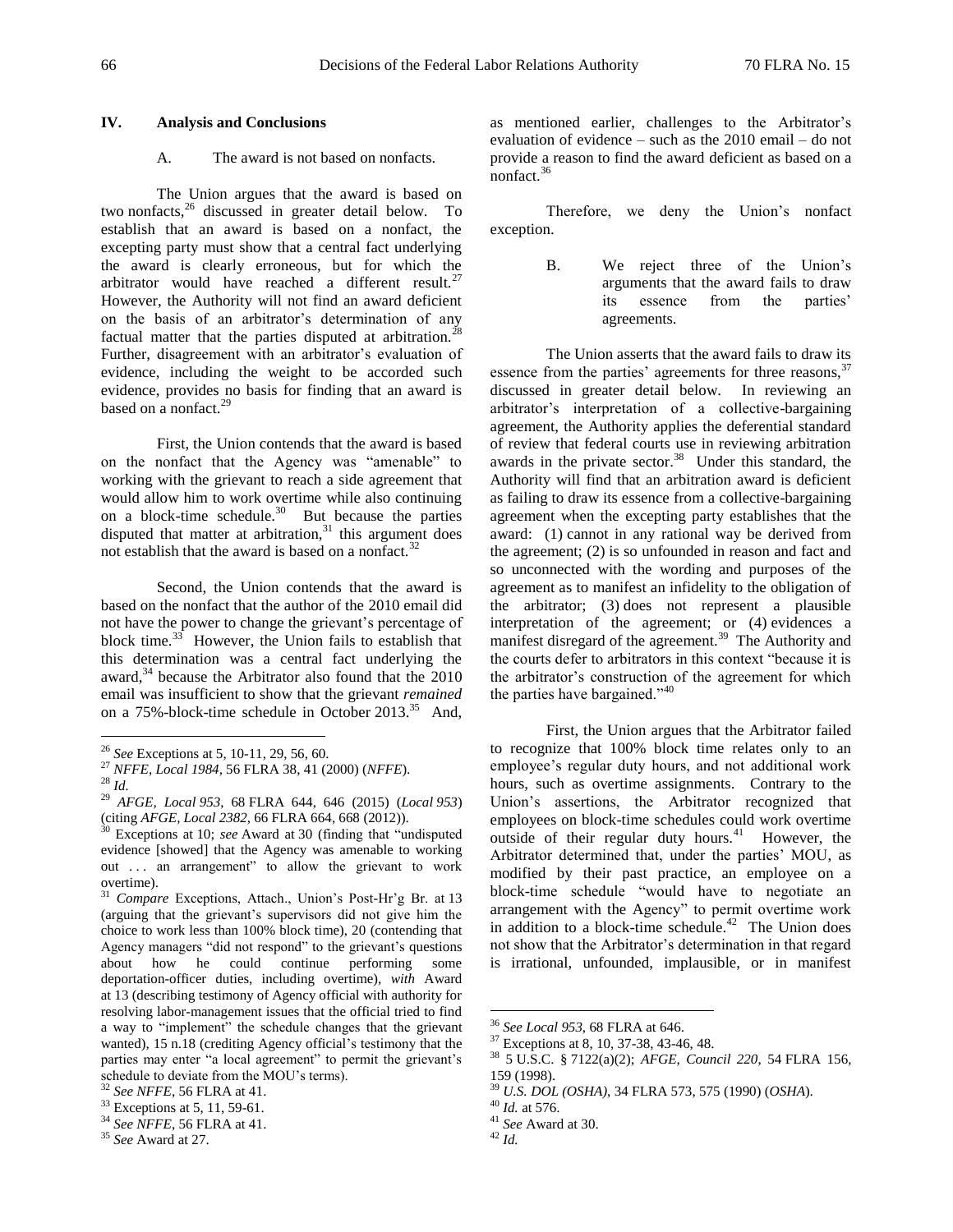## IV. Analysis and Conclusions

### A. The award is not based on nonfacts.

The Union argues that the award is based on two nonfacts,[26] discussed in greater detail below. To establish that an award is based on a nonfact, the excepting party must show that a central fact underlying the award is clearly erroneous, but for which the arbitrator would have reached a different result.[27] However, the Authority will not find an award deficient on the basis of an arbitrator's determination of any factual matter that the parties disputed at arbitration.[28] Further, disagreement with an arbitrator's evaluation of evidence, including the weight to be accorded such evidence, provides no basis for finding that an award is based on a nonfact.[29]

First, the Union contends that the award is based on the nonfact that the Agency was "amenable" to working with the grievant to reach a side agreement that would allow him to work overtime while also continuing on a block-time schedule.[30] But because the parties disputed that matter at arbitration,[31] this argument does not establish that the award is based on a nonfact.[32]

Second, the Union contends that the award is based on the nonfact that the author of the 2010 email did not have the power to change the grievant's percentage of block time.[33] However, the Union fails to establish that this determination was a central fact underlying the award,[34] because the Arbitrator also found that the 2010 email was insufficient to show that the grievant *remained* on a 75%-block-time schedule in October 2013.[35] And, as mentioned earlier, challenges to the Arbitrator's evaluation of evidence – such as the 2010 email – do not provide a reason to find the award deficient as based on a nonfact.[36]

Therefore, we deny the Union's nonfact exception.

### B. We reject three of the Union's arguments that the award fails to draw its essence from the parties' agreements.

The Union asserts that the award fails to draw its essence from the parties' agreements for three reasons,[37] discussed in greater detail below. In reviewing an arbitrator's interpretation of a collective-bargaining agreement, the Authority applies the deferential standard of review that federal courts use in reviewing arbitration awards in the private sector.[38] Under this standard, the Authority will find that an arbitration award is deficient as failing to draw its essence from a collective-bargaining agreement when the excepting party establishes that the award: (1) cannot in any rational way be derived from the agreement; (2) is so unfounded in reason and fact and so unconnected with the wording and purposes of the agreement as to manifest an infidelity to the obligation of the arbitrator; (3) does not represent a plausible interpretation of the agreement; or (4) evidences a manifest disregard of the agreement.[39] The Authority and the courts defer to arbitrators in this context "because it is the arbitrator's construction of the agreement for which the parties have bargained."[40]

First, the Union argues that the Arbitrator failed to recognize that 100% block time relates only to an employee's regular duty hours, and not additional work hours, such as overtime assignments. Contrary to the Union's assertions, the Arbitrator recognized that employees on block-time schedules could work overtime outside of their regular duty hours.[41] However, the Arbitrator determined that, under the parties' MOU, as modified by their past practice, an employee on a block-time schedule "would have to negotiate an arrangement with the Agency" to permit overtime work in addition to a block-time schedule.[42] The Union does not show that the Arbitrator's determination in that regard is irrational, unfounded, implausible, or in manifest

---

[26] *See* Exceptions at 5, 10-11, 29, 56, 60.

[27] *NFFE, Local 1984*, 56 FLRA 38, 41 (2000) (*NFFE*).

[28] *Id.*

[29] *AFGE, Local 953*, 68 FLRA 644, 646 (2015) (*Local 953*) (citing *AFGE, Local 2382*, 66 FLRA 664, 668 (2012)).

[30] Exceptions at 10; *see* Award at 30 (finding that "undisputed evidence [showed] that the Agency was amenable to working out . . . an arrangement" to allow the grievant to work overtime).

[31] *Compare* Exceptions, Attach., Union's Post-Hr'g Br. at 13 (arguing that the grievant's supervisors did not give him the choice to work less than 100% block time), 20 (contending that Agency managers "did not respond" to the grievant's questions about how he could continue performing some deportation-officer duties, including overtime), *with* Award at 13 (describing testimony of Agency official with authority for resolving labor-management issues that the official tried to find a way to "implement" the schedule changes that the grievant wanted), 15 n.18 (crediting Agency official's testimony that the parties may enter "a local agreement" to permit the grievant's schedule to deviate from the MOU's terms).

[32] *See NFFE*, 56 FLRA at 41.

[33] Exceptions at 5, 11, 59-61.

[34] *See NFFE*, 56 FLRA at 41.

[35] *See* Award at 27.

[36] *See Local 953*, 68 FLRA at 646.

[37] Exceptions at 8, 10, 37-38, 43-46, 48.

[38] 5 U.S.C. § 7122(a)(2); *AFGE, Council 220*, 54 FLRA 156, 159 (1998).

[39] *U.S. DOL (OSHA)*, 34 FLRA 573, 575 (1990) (*OSHA*).

[40] *Id.* at 576.

[41] *See* Award at 30.

[42] *Id.*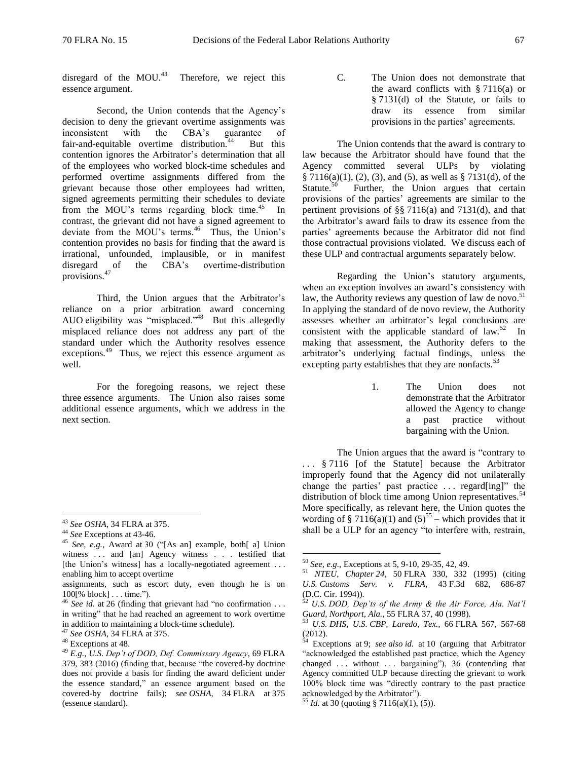disregard of the MOU.[43] Therefore, we reject this essence argument.

Second, the Union contends that the Agency's decision to deny the grievant overtime assignments was inconsistent with the CBA's guarantee of fair-and-equitable overtime distribution.[44] But this contention ignores the Arbitrator's determination that all of the employees who worked block-time schedules and performed overtime assignments differed from the grievant because those other employees had written, signed agreements permitting their schedules to deviate from the MOU's terms regarding block time.[45] In contrast, the grievant did not have a signed agreement to deviate from the MOU's terms.[46] Thus, the Union's contention provides no basis for finding that the award is irrational, unfounded, implausible, or in manifest disregard of the CBA's overtime-distribution provisions.[47]

Third, the Union argues that the Arbitrator's reliance on a prior arbitration award concerning AUO eligibility was "misplaced."[48] But this allegedly misplaced reliance does not address any part of the standard under which the Authority resolves essence exceptions.[49] Thus, we reject this essence argument as well.

For the foregoing reasons, we reject these three essence arguments. The Union also raises some additional essence arguments, which we address in the next section.

### C. The Union does not demonstrate that the award conflicts with § 7116(a) or § 7131(d) of the Statute, or fails to draw its essence from similar provisions in the parties' agreements.

The Union contends that the award is contrary to law because the Arbitrator should have found that the Agency committed several ULPs by violating § 7116(a)(1), (2), (3), and (5), as well as § 7131(d), of the Statute.[50] Further, the Union argues that certain provisions of the parties' agreements are similar to the pertinent provisions of §§ 7116(a) and 7131(d), and that the Arbitrator's award fails to draw its essence from the parties' agreements because the Arbitrator did not find those contractual provisions violated. We discuss each of these ULP and contractual arguments separately below.

Regarding the Union's statutory arguments, when an exception involves an award's consistency with law, the Authority reviews any question of law de novo.[51] In applying the standard of de novo review, the Authority assesses whether an arbitrator's legal conclusions are consistent with the applicable standard of law.[52] In making that assessment, the Authority defers to the arbitrator's underlying factual findings, unless the excepting party establishes that they are nonfacts.[53]

#### 1. The Union does not demonstrate that the Arbitrator allowed the Agency to change a past practice without bargaining with the Union.

The Union argues that the award is "contrary to . . . § 7116 [of the Statute] because the Arbitrator improperly found that the Agency did not unilaterally change the parties' past practice . . . regard[ing]" the distribution of block time among Union representatives.[54] More specifically, as relevant here, the Union quotes the wording of § 7116(a)(1) and (5)[55] – which provides that it shall be a ULP for an agency "to interfere with, restrain,

---

[43] *See OSHA*, 34 FLRA at 375.

[44] *See* Exceptions at 43-46.

[45] *See, e.g.*, Award at 30 ("[As an] example, both[ a] Union witness . . . and [an] Agency witness . . . testified that [the Union's witness] has a locally-negotiated agreement . . . enabling him to accept overtime assignments, such as escort duty, even though he is on 100[% block] . . . time.").

[46] *See id.* at 26 (finding that grievant had "no confirmation . . . in writing" that he had reached an agreement to work overtime in addition to maintaining a block-time schedule).

[47] *See OSHA*, 34 FLRA at 375.

[48] Exceptions at 48.

[49] *E.g.*, *U.S. Dep't of DOD, Def. Commissary Agency*, 69 FLRA 379, 383 (2016) (finding that, because "the covered-by doctrine does not provide a basis for finding the award deficient under the essence standard," an essence argument based on the covered-by doctrine fails); *see OSHA*, 34 FLRA at 375 (essence standard).

[50] *See, e.g.*, Exceptions at 5, 9-10, 29-35, 42, 49.

[51] *NTEU, Chapter 24*, 50 FLRA 330, 332 (1995) (citing *U.S. Customs Serv. v. FLRA*, 43 F.3d 682, 686-87 (D.C. Cir. 1994)).

[52] *U.S. DOD, Dep'ts of the Army & the Air Force, Ala. Nat'l Guard, Northport, Ala.*, 55 FLRA 37, 40 (1998).

[53] *U.S. DHS, U.S. CBP, Laredo, Tex.*, 66 FLRA 567, 567-68 (2012).

[54] Exceptions at 9; *see also id.* at 10 (arguing that Arbitrator "acknowledged the established past practice, which the Agency changed . . . without . . . bargaining"), 36 (contending that Agency committed ULP because directing the grievant to work 100% block time was "directly contrary to the past practice acknowledged by the Arbitrator").

[55] *Id.* at 30 (quoting § 7116(a)(1), (5)).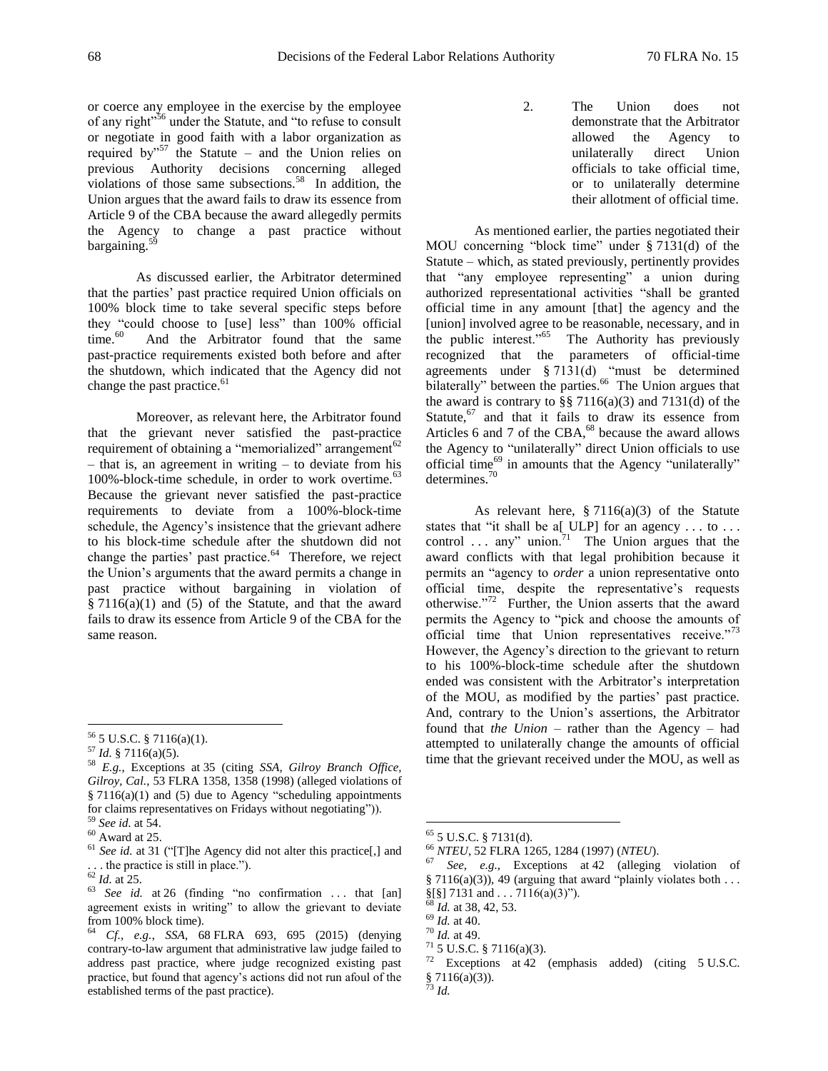or coerce any employee in the exercise by the employee of any right"[56] under the Statute, and "to refuse to consult or negotiate in good faith with a labor organization as required by"[57] the Statute – and the Union relies on previous Authority decisions concerning alleged violations of those same subsections.[58] In addition, the Union argues that the award fails to draw its essence from Article 9 of the CBA because the award allegedly permits the Agency to change a past practice without bargaining.[59]

As discussed earlier, the Arbitrator determined that the parties' past practice required Union officials on 100% block time to take several specific steps before they "could choose to [use] less" than 100% official time.[60] And the Arbitrator found that the same past-practice requirements existed both before and after the shutdown, which indicated that the Agency did not change the past practice.[61]

Moreover, as relevant here, the Arbitrator found that the grievant never satisfied the past-practice requirement of obtaining a "memorialized" arrangement[62] – that is, an agreement in writing – to deviate from his 100%-block-time schedule, in order to work overtime.[63] Because the grievant never satisfied the past-practice requirements to deviate from a 100%-block-time schedule, the Agency's insistence that the grievant adhere to his block-time schedule after the shutdown did not change the parties' past practice.[64] Therefore, we reject the Union's arguments that the award permits a change in past practice without bargaining in violation of § 7116(a)(1) and (5) of the Statute, and that the award fails to draw its essence from Article 9 of the CBA for the same reason.

2. The Union does not demonstrate that the Arbitrator allowed the Agency to unilaterally direct Union officials to take official time, or to unilaterally determine their allotment of official time.

As mentioned earlier, the parties negotiated their MOU concerning "block time" under § 7131(d) of the Statute – which, as stated previously, pertinently provides that "any employee representing" a union during authorized representational activities "shall be granted official time in any amount [that] the agency and the [union] involved agree to be reasonable, necessary, and in the public interest."[65] The Authority has previously recognized that the parameters of official-time agreements under § 7131(d) "must be determined bilaterally" between the parties.[66] The Union argues that the award is contrary to §§ 7116(a)(3) and 7131(d) of the Statute,[67] and that it fails to draw its essence from Articles 6 and 7 of the CBA,[68] because the award allows the Agency to "unilaterally" direct Union officials to use official time[69] in amounts that the Agency "unilaterally" determines.[70]

As relevant here, § 7116(a)(3) of the Statute states that "it shall be a[ ULP] for an agency . . . to . . . control . . . any" union.[71] The Union argues that the award conflicts with that legal prohibition because it permits an "agency to *order* a union representative onto official time, despite the representative's requests otherwise."[72] Further, the Union asserts that the award permits the Agency to "pick and choose the amounts of official time that Union representatives receive."[73] However, the Agency's direction to the grievant to return to his 100%-block-time schedule after the shutdown ended was consistent with the Arbitrator's interpretation of the MOU, as modified by the parties' past practice. And, contrary to the Union's assertions, the Arbitrator found that *the Union* – rather than the Agency – had attempted to unilaterally change the amounts of official time that the grievant received under the MOU, as well as

---

[56] 5 U.S.C. § 7116(a)(1).

[57] *Id.* § 7116(a)(5).

[58] *E.g.*, Exceptions at 35 (citing *SSA, Gilroy Branch Office, Gilroy, Cal.*, 53 FLRA 1358, 1358 (1998) (alleged violations of § 7116(a)(1) and (5) due to Agency "scheduling appointments for claims representatives on Fridays without negotiating")).

[59] *See id.* at 54.

[60] Award at 25.

[61] *See id.* at 31 ("[T]he Agency did not alter this practice[,] and . . . the practice is still in place.").

[62] *Id.* at 25.

[63] *See id.* at 26 (finding "no confirmation . . . that [an] agreement exists in writing" to allow the grievant to deviate from 100% block time).

[64] *Cf., e.g.*, *SSA*, 68 FLRA 693, 695 (2015) (denying contrary-to-law argument that administrative law judge failed to address past practice, where judge recognized existing past practice, but found that agency's actions did not run afoul of the established terms of the past practice).

[65] 5 U.S.C. § 7131(d).

[66] *NTEU*, 52 FLRA 1265, 1284 (1997) (*NTEU*).

[67] *See, e.g.*, Exceptions at 42 (alleging violation of § 7116(a)(3)), 49 (arguing that award "plainly violates both . . . §[§] 7131 and . . . 7116(a)(3)").

[68] *Id.* at 38, 42, 53.

[69] *Id.* at 40.

[70] *Id.* at 49.

[71] 5 U.S.C. § 7116(a)(3).

[72] Exceptions at 42 (emphasis added) (citing 5 U.S.C. § 7116(a)(3)).

[73] *Id.*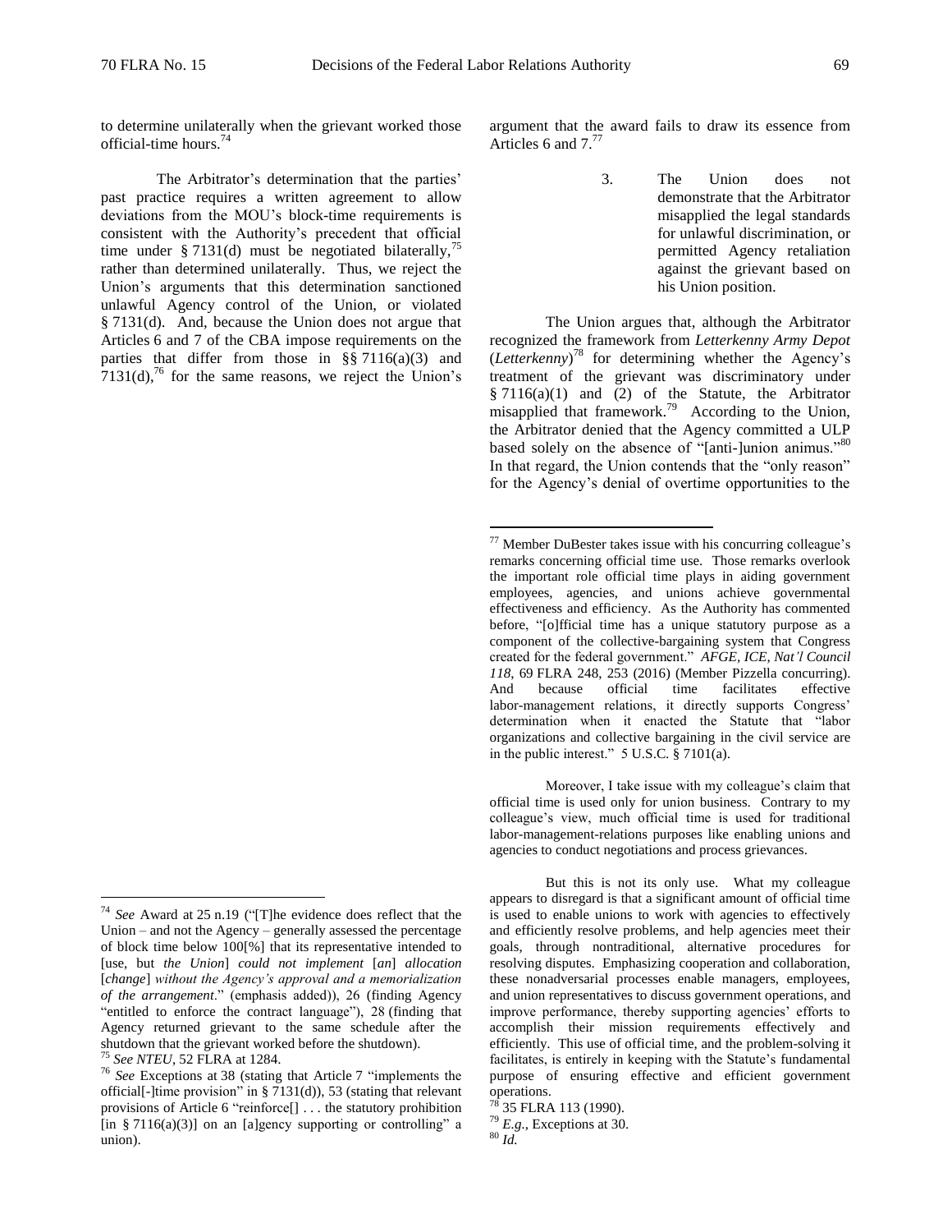to determine unilaterally when the grievant worked those official-time hours.[74]

The Arbitrator's determination that the parties' past practice requires a written agreement to allow deviations from the MOU's block-time requirements is consistent with the Authority's precedent that official time under § 7131(d) must be negotiated bilaterally,[75] rather than determined unilaterally. Thus, we reject the Union's arguments that this determination sanctioned unlawful Agency control of the Union, or violated § 7131(d). And, because the Union does not argue that Articles 6 and 7 of the CBA impose requirements on the parties that differ from those in §§ 7116(a)(3) and 7131(d),[76] for the same reasons, we reject the Union's argument that the award fails to draw its essence from Articles 6 and 7.[77]

### 3. The Union does not demonstrate that the Arbitrator misapplied the legal standards for unlawful discrimination, or permitted Agency retaliation against the grievant based on his Union position.

The Union argues that, although the Arbitrator recognized the framework from *Letterkenny Army Depot* (*Letterkenny*)[78] for determining whether the Agency's treatment of the grievant was discriminatory under § 7116(a)(1) and (2) of the Statute, the Arbitrator misapplied that framework.[79] According to the Union, the Arbitrator denied that the Agency committed a ULP based solely on the absence of "[anti-]union animus."[80] In that regard, the Union contends that the "only reason" for the Agency's denial of overtime opportunities to the

---

[74] *See* Award at 25 n.19 ("[T]he evidence does reflect that the Union – and not the Agency – generally assessed the percentage of block time below 100[%] that its representative intended to [use, but *the Union*] *could not implement* [*an*] *allocation* [*change*] *without the Agency's approval and a memorialization of the arrangement*." (emphasis added)), 26 (finding Agency "entitled to enforce the contract language"), 28 (finding that Agency returned grievant to the same schedule after the shutdown that the grievant worked before the shutdown).

[75] *See NTEU*, 52 FLRA at 1284.

[76] *See* Exceptions at 38 (stating that Article 7 "implements the official[-]time provision" in § 7131(d)), 53 (stating that relevant provisions of Article 6 "reinforce[] . . . the statutory prohibition [in § 7116(a)(3)] on an [a]gency supporting or controlling" a union).

[77] Member DuBester takes issue with his concurring colleague's remarks concerning official time use. Those remarks overlook the important role official time plays in aiding government employees, agencies, and unions achieve governmental effectiveness and efficiency. As the Authority has commented before, "[o]fficial time has a unique statutory purpose as a component of the collective-bargaining system that Congress created for the federal government." *AFGE, ICE, Nat'l Council 118*, 69 FLRA 248, 253 (2016) (Member Pizzella concurring). And because official time facilitates effective labor-management relations, it directly supports Congress' determination when it enacted the Statute that "labor organizations and collective bargaining in the civil service are in the public interest." 5 U.S.C. § 7101(a).

Moreover, I take issue with my colleague's claim that official time is used only for union business. Contrary to my colleague's view, much official time is used for traditional labor-management-relations purposes like enabling unions and agencies to conduct negotiations and process grievances.

But this is not its only use. What my colleague appears to disregard is that a significant amount of official time is used to enable unions to work with agencies to effectively and efficiently resolve problems, and help agencies meet their goals, through nontraditional, alternative procedures for resolving disputes. Emphasizing cooperation and collaboration, these nonadversarial processes enable managers, employees, and union representatives to discuss government operations, and improve performance, thereby supporting agencies' efforts to accomplish their mission requirements effectively and efficiently. This use of official time, and the problem-solving it facilitates, is entirely in keeping with the Statute's fundamental purpose of ensuring effective and efficient government operations.

[78] 35 FLRA 113 (1990).

[79] *E.g.*, Exceptions at 30.

[80] *Id.*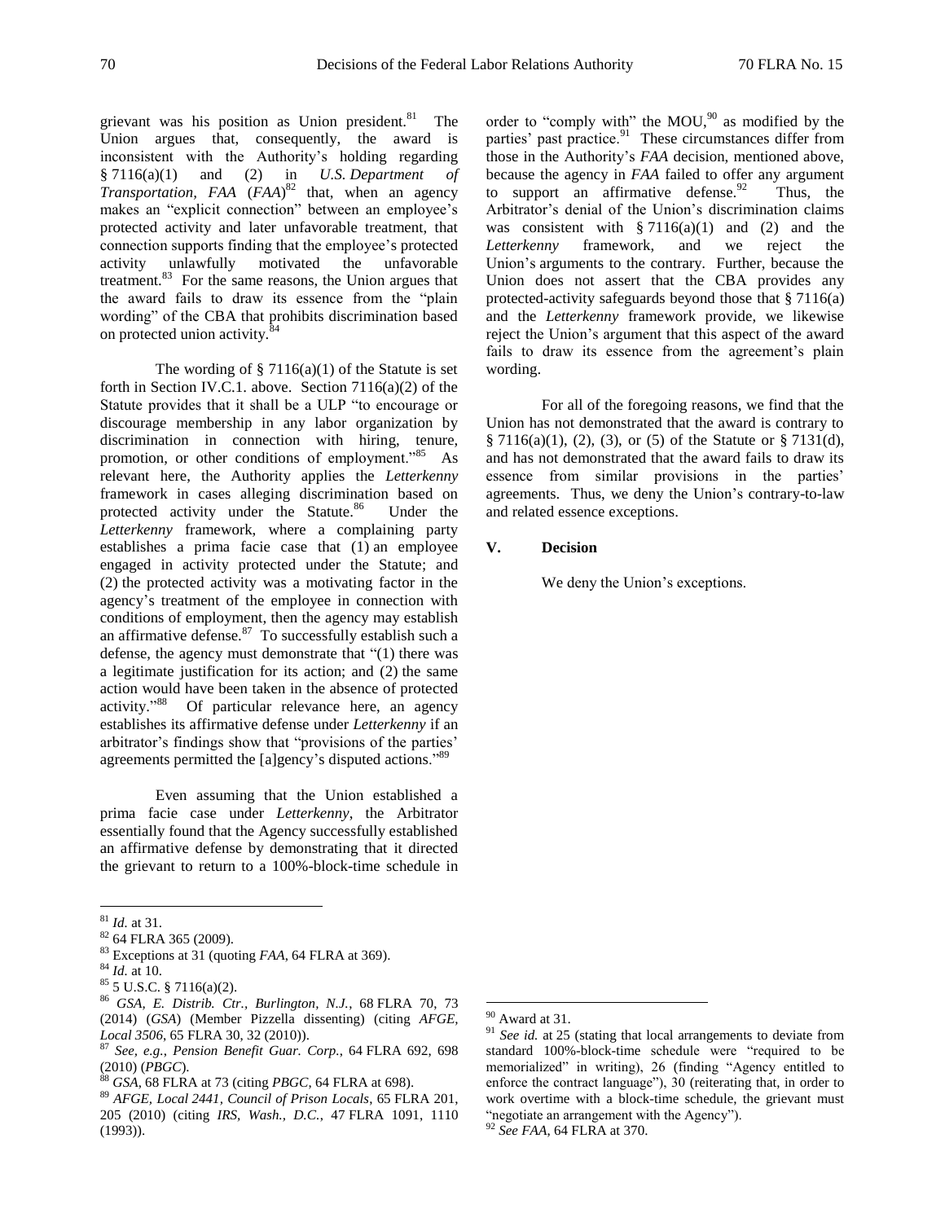grievant was his position as Union president.[81] The Union argues that, consequently, the award is inconsistent with the Authority's holding regarding § 7116(a)(1) and (2) in *U.S. Department of Transportation, FAA* (*FAA*)[82] that, when an agency makes an "explicit connection" between an employee's protected activity and later unfavorable treatment, that connection supports finding that the employee's protected activity unlawfully motivated the unfavorable treatment.[83] For the same reasons, the Union argues that the award fails to draw its essence from the "plain wording" of the CBA that prohibits discrimination based on protected union activity.[84]

The wording of § 7116(a)(1) of the Statute is set forth in Section IV.C.1. above. Section 7116(a)(2) of the Statute provides that it shall be a ULP "to encourage or discourage membership in any labor organization by discrimination in connection with hiring, tenure, promotion, or other conditions of employment."[85] As relevant here, the Authority applies the *Letterkenny* framework in cases alleging discrimination based on protected activity under the Statute.[86] Under the *Letterkenny* framework, where a complaining party establishes a prima facie case that (1) an employee engaged in activity protected under the Statute; and (2) the protected activity was a motivating factor in the agency's treatment of the employee in connection with conditions of employment, then the agency may establish an affirmative defense.[87] To successfully establish such a defense, the agency must demonstrate that "(1) there was a legitimate justification for its action; and (2) the same action would have been taken in the absence of protected activity."[88] Of particular relevance here, an agency establishes its affirmative defense under *Letterkenny* if an arbitrator's findings show that "provisions of the parties' agreements permitted the [a]gency's disputed actions."[89]

Even assuming that the Union established a prima facie case under *Letterkenny*, the Arbitrator essentially found that the Agency successfully established an affirmative defense by demonstrating that it directed the grievant to return to a 100%-block-time schedule in order to "comply with" the MOU,[90] as modified by the parties' past practice.[91] These circumstances differ from those in the Authority's *FAA* decision, mentioned above, because the agency in *FAA* failed to offer any argument to support an affirmative defense.[92] Thus, the Arbitrator's denial of the Union's discrimination claims was consistent with § 7116(a)(1) and (2) and the *Letterkenny* framework, and we reject the Union's arguments to the contrary. Further, because the Union does not assert that the CBA provides any protected-activity safeguards beyond those that § 7116(a) and the *Letterkenny* framework provide, we likewise reject the Union's argument that this aspect of the award fails to draw its essence from the agreement's plain wording.

For all of the foregoing reasons, we find that the Union has not demonstrated that the award is contrary to § 7116(a)(1), (2), (3), or (5) of the Statute or § 7131(d), and has not demonstrated that the award fails to draw its essence from similar provisions in the parties' agreements. Thus, we deny the Union's contrary-to-law and related essence exceptions.

## V. Decision

We deny the Union's exceptions.

---

[81] *Id.* at 31.

[82] 64 FLRA 365 (2009).

[83] Exceptions at 31 (quoting *FAA*, 64 FLRA at 369).

[84] *Id.* at 10.

[85] 5 U.S.C. § 7116(a)(2).

[86] *GSA, E. Distrib. Ctr., Burlington, N.J.*, 68 FLRA 70, 73 (2014) (*GSA*) (Member Pizzella dissenting) (citing *AFGE, Local 3506*, 65 FLRA 30, 32 (2010)).

[87] *See, e.g.*, *Pension Benefit Guar. Corp.*, 64 FLRA 692, 698 (2010) (*PBGC*).

[88] *GSA*, 68 FLRA at 73 (citing *PBGC*, 64 FLRA at 698).

[89] *AFGE, Local 2441, Council of Prison Locals*, 65 FLRA 201, 205 (2010) (citing *IRS, Wash., D.C.*, 47 FLRA 1091, 1110 (1993)).

[90] Award at 31.

[91] *See id.* at 25 (stating that local arrangements to deviate from standard 100%-block-time schedule were "required to be memorialized" in writing), 26 (finding "Agency entitled to enforce the contract language"), 30 (reiterating that, in order to work overtime with a block-time schedule, the grievant must "negotiate an arrangement with the Agency").

[92] *See FAA*, 64 FLRA at 370.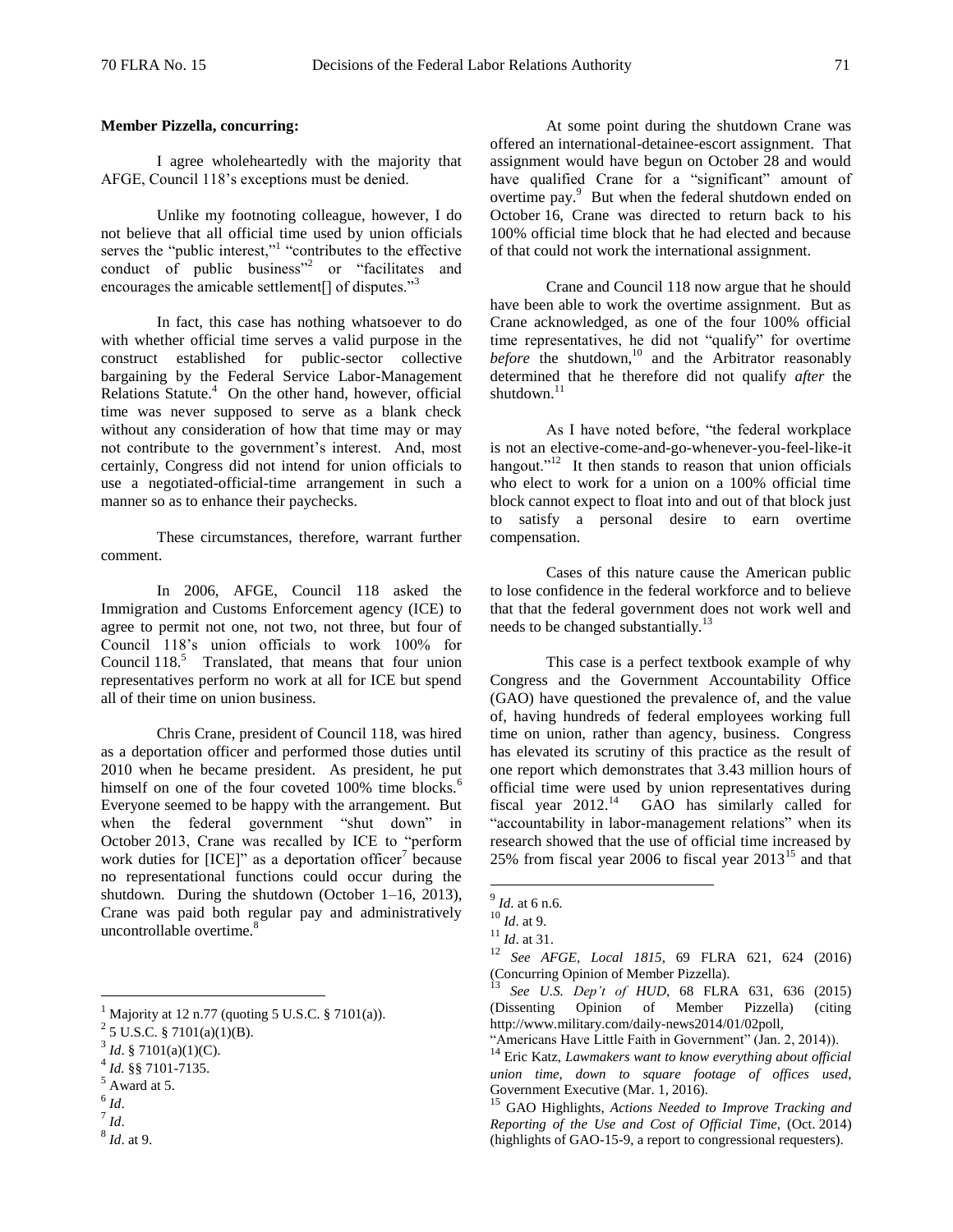**Member Pizzella, concurring:**

I agree wholeheartedly with the majority that AFGE, Council 118's exceptions must be denied.

Unlike my footnoting colleague, however, I do not believe that all official time used by union officials serves the "public interest,"[1] "contributes to the effective conduct of public business"[2] or "facilitates and encourages the amicable settlement[] of disputes."[3]

In fact, this case has nothing whatsoever to do with whether official time serves a valid purpose in the construct established for public-sector collective bargaining by the Federal Service Labor-Management Relations Statute.[4] On the other hand, however, official time was never supposed to serve as a blank check without any consideration of how that time may or may not contribute to the government's interest. And, most certainly, Congress did not intend for union officials to use a negotiated-official-time arrangement in such a manner so as to enhance their paychecks.

These circumstances, therefore, warrant further comment.

In 2006, AFGE, Council 118 asked the Immigration and Customs Enforcement agency (ICE) to agree to permit not one, not two, not three, but four of Council 118's union officials to work 100% for Council 118.[5] Translated, that means that four union representatives perform no work at all for ICE but spend all of their time on union business.

Chris Crane, president of Council 118, was hired as a deportation officer and performed those duties until 2010 when he became president. As president, he put himself on one of the four coveted 100% time blocks.[6] Everyone seemed to be happy with the arrangement. But when the federal government "shut down" in October 2013, Crane was recalled by ICE to "perform work duties for [ICE]" as a deportation officer[7] because no representational functions could occur during the shutdown. During the shutdown (October 1–16, 2013), Crane was paid both regular pay and administratively uncontrollable overtime.[8]

At some point during the shutdown Crane was offered an international-detainee-escort assignment. That assignment would have begun on October 28 and would have qualified Crane for a "significant" amount of overtime pay.[9] But when the federal shutdown ended on October 16, Crane was directed to return back to his 100% official time block that he had elected and because of that could not work the international assignment.

Crane and Council 118 now argue that he should have been able to work the overtime assignment. But as Crane acknowledged, as one of the four 100% official time representatives, he did not "qualify" for overtime *before* the shutdown,[10] and the Arbitrator reasonably determined that he therefore did not qualify *after* the shutdown.[11]

As I have noted before, "the federal workplace is not an elective-come-and-go-whenever-you-feel-like-it hangout."[12] It then stands to reason that union officials who elect to work for a union on a 100% official time block cannot expect to float into and out of that block just to satisfy a personal desire to earn overtime compensation.

Cases of this nature cause the American public to lose confidence in the federal workforce and to believe that that the federal government does not work well and needs to be changed substantially.[13]

This case is a perfect textbook example of why Congress and the Government Accountability Office (GAO) have questioned the prevalence of, and the value of, having hundreds of federal employees working full time on union, rather than agency, business. Congress has elevated its scrutiny of this practice as the result of one report which demonstrates that 3.43 million hours of official time were used by union representatives during fiscal year 2012.[14] GAO has similarly called for "accountability in labor-management relations" when its research showed that the use of official time increased by 25% from fiscal year 2006 to fiscal year 2013[15] and that

---

[1] Majority at 12 n.77 (quoting 5 U.S.C. § 7101(a)).

[2] 5 U.S.C. § 7101(a)(1)(B).

[3] *Id*. § 7101(a)(1)(C).

[4] *Id.* §§ 7101-7135.

[5] Award at 5.

[6] *Id*.

[7] *Id*.

[8] *Id*. at 9.

[9] *Id.* at 6 n.6.

[10] *Id*. at 9.

[11] *Id*. at 31.

[12] *See AFGE, Local 1815*, 69 FLRA 621, 624 (2016) (Concurring Opinion of Member Pizzella).

[13] *See U.S. Dep't of HUD*, 68 FLRA 631, 636 (2015) (Dissenting Opinion of Member Pizzella) (citing http://www.military.com/daily-news2014/01/02poll, "Americans Have Little Faith in Government" (Jan. 2, 2014)).

[14] Eric Katz, *Lawmakers want to know everything about official union time, down to square footage of offices used*, Government Executive (Mar. 1, 2016).

[15] GAO Highlights, *Actions Needed to Improve Tracking and Reporting of the Use and Cost of Official Time*, (Oct. 2014) (highlights of GAO-15-9, a report to congressional requesters).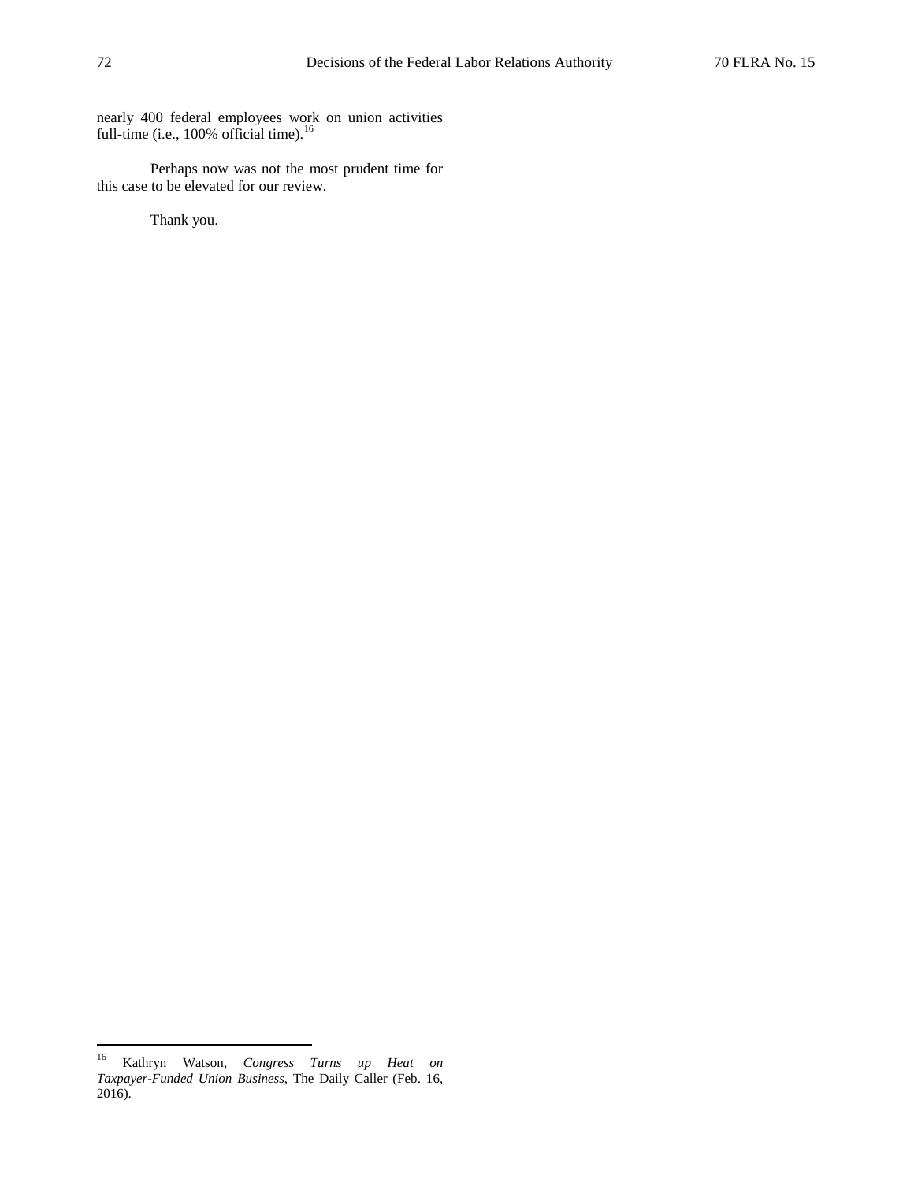nearly 400 federal employees work on union activities full-time (i.e., 100% official time).[16]

Perhaps now was not the most prudent time for this case to be elevated for our review.

Thank you.

---

[16] Kathryn Watson, *Congress Turns up Heat on Taxpayer-Funded Union Business*, The Daily Caller (Feb. 16, 2016).